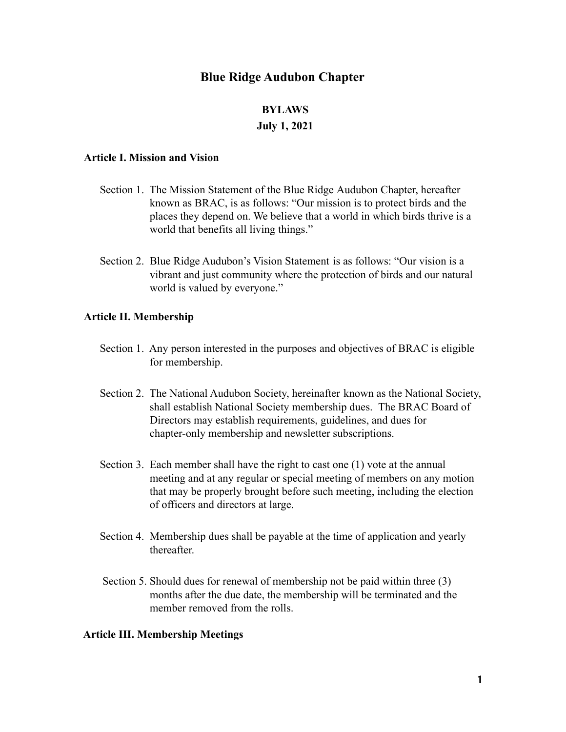# Blue Ridge Audubon Chapter

## BYLAWS

**July 1, 2021**

### Article I. Mission and Vision

Section 1. The Mission Statement of the Blue Ridge Audubon Chapter, hereafter known as BRAC, is as follows: "Our mission is to protect birds and the places they depend on. We believe that a world in which birds thrive is a world that benefits all living things."

Section 2. Blue Ridge Audubon's Vision Statement is as follows: "Our vision is a vibrant and just community where the protection of birds and our natural world is valued by everyone."

### Article II. Membership

Section 1. Any person interested in the purposes and objectives of BRAC is eligible for membership.

Section 2. The National Audubon Society, hereinafter known as the National Society, shall establish National Society membership dues. The BRAC Board of Directors may establish requirements, guidelines, and dues for chapter-only membership and newsletter subscriptions.

Section 3. Each member shall have the right to cast one (1) vote at the annual meeting and at any regular or special meeting of members on any motion that may be properly brought before such meeting, including the election of officers and directors at large.

Section 4. Membership dues shall be payable at the time of application and yearly thereafter.

Section 5. Should dues for renewal of membership not be paid within three (3) months after the due date, the membership will be terminated and the member removed from the rolls.

### Article III. Membership Meetings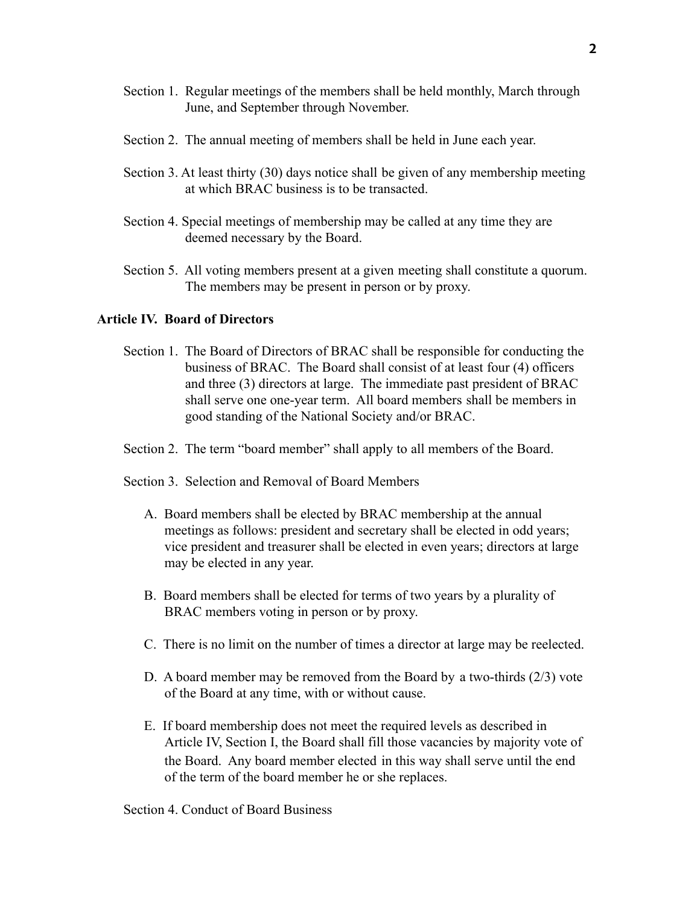Section 1. Regular meetings of the members shall be held monthly, March through June, and September through November.

Section 2. The annual meeting of members shall be held in June each year.

Section 3. At least thirty (30) days notice shall be given of any membership meeting at which BRAC business is to be transacted.

Section 4. Special meetings of membership may be called at any time they are deemed necessary by the Board.

Section 5. All voting members present at a given meeting shall constitute a quorum. The members may be present in person or by proxy.

**Article IV. Board of Directors**

Section 1. The Board of Directors of BRAC shall be responsible for conducting the business of BRAC. The Board shall consist of at least four (4) officers and three (3) directors at large. The immediate past president of BRAC shall serve one one-year term. All board members shall be members in good standing of the National Society and/or BRAC.

Section 2. The term "board member" shall apply to all members of the Board.

Section 3. Selection and Removal of Board Members

A. Board members shall be elected by BRAC membership at the annual meetings as follows: president and secretary shall be elected in odd years; vice president and treasurer shall be elected in even years; directors at large may be elected in any year.

B. Board members shall be elected for terms of two years by a plurality of BRAC members voting in person or by proxy.

C. There is no limit on the number of times a director at large may be reelected.

D. A board member may be removed from the Board by a two-thirds (2/3) vote of the Board at any time, with or without cause.

E. If board membership does not meet the required levels as described in Article IV, Section I, the Board shall fill those vacancies by majority vote of the Board. Any board member elected in this way shall serve until the end of the term of the board member he or she replaces.

Section 4. Conduct of Board Business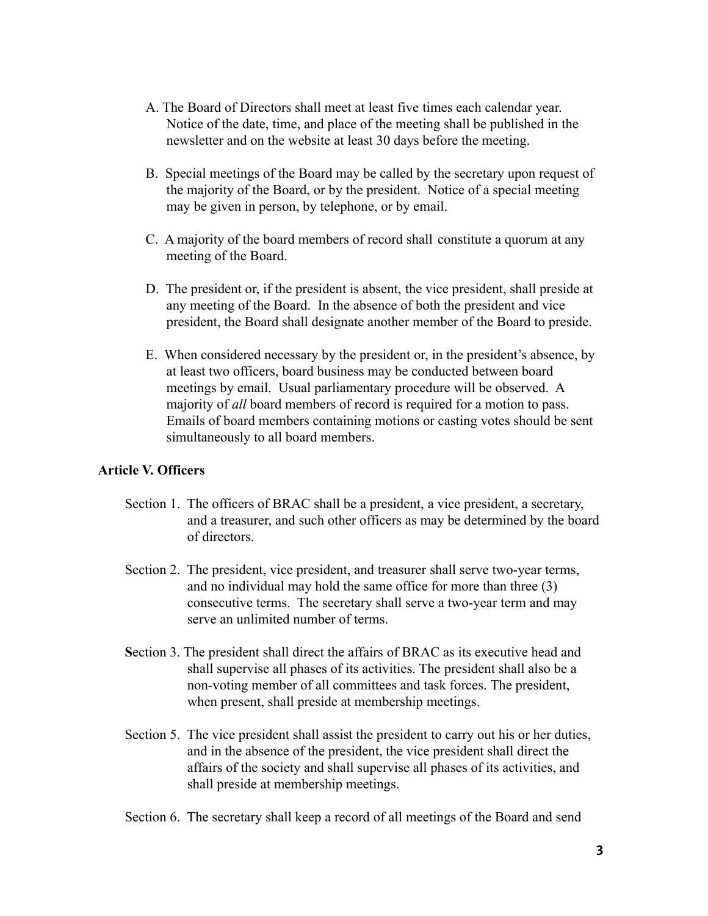A. The Board of Directors shall meet at least five times each calendar year. Notice of the date, time, and place of the meeting shall be published in the newsletter and on the website at least 30 days before the meeting.

B. Special meetings of the Board may be called by the secretary upon request of the majority of the Board, or by the president. Notice of a special meeting may be given in person, by telephone, or by email.

C. A majority of the board members of record shall constitute a quorum at any meeting of the Board.

D. The president or, if the president is absent, the vice president, shall preside at any meeting of the Board. In the absence of both the president and vice president, the Board shall designate another member of the Board to preside.

E. When considered necessary by the president or, in the president's absence, by at least two officers, board business may be conducted between board meetings by email. Usual parliamentary procedure will be observed. A majority of *all* board members of record is required for a motion to pass. Emails of board members containing motions or casting votes should be sent simultaneously to all board members.

**Article V. Officers**

Section 1. The officers of BRAC shall be a president, a vice president, a secretary, and a treasurer, and such other officers as may be determined by the board of directors.

Section 2. The president, vice president, and treasurer shall serve two-year terms, and no individual may hold the same office for more than three (3) consecutive terms. The secretary shall serve a two-year term and may serve an unlimited number of terms.

**S**ection 3. The president shall direct the affairs of BRAC as its executive head and shall supervise all phases of its activities. The president shall also be a non-voting member of all committees and task forces. The president, when present, shall preside at membership meetings.

Section 5. The vice president shall assist the president to carry out his or her duties, and in the absence of the president, the vice president shall direct the affairs of the society and shall supervise all phases of its activities, and shall preside at membership meetings.

Section 6. The secretary shall keep a record of all meetings of the Board and send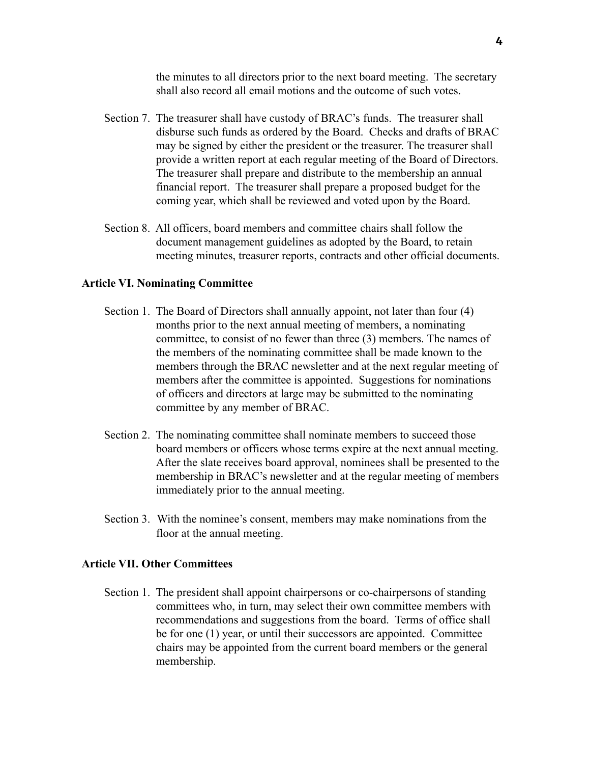the minutes to all directors prior to the next board meeting. The secretary shall also record all email motions and the outcome of such votes.

Section 7. The treasurer shall have custody of BRAC's funds. The treasurer shall disburse such funds as ordered by the Board. Checks and drafts of BRAC may be signed by either the president or the treasurer. The treasurer shall provide a written report at each regular meeting of the Board of Directors. The treasurer shall prepare and distribute to the membership an annual financial report. The treasurer shall prepare a proposed budget for the coming year, which shall be reviewed and voted upon by the Board.

Section 8. All officers, board members and committee chairs shall follow the document management guidelines as adopted by the Board, to retain meeting minutes, treasurer reports, contracts and other official documents.

**Article VI. Nominating Committee**

Section 1. The Board of Directors shall annually appoint, not later than four (4) months prior to the next annual meeting of members, a nominating committee, to consist of no fewer than three (3) members. The names of the members of the nominating committee shall be made known to the members through the BRAC newsletter and at the next regular meeting of members after the committee is appointed. Suggestions for nominations of officers and directors at large may be submitted to the nominating committee by any member of BRAC.

Section 2. The nominating committee shall nominate members to succeed those board members or officers whose terms expire at the next annual meeting. After the slate receives board approval, nominees shall be presented to the membership in BRAC's newsletter and at the regular meeting of members immediately prior to the annual meeting.

Section 3. With the nominee's consent, members may make nominations from the floor at the annual meeting.

**Article VII. Other Committees**

Section 1. The president shall appoint chairpersons or co-chairpersons of standing committees who, in turn, may select their own committee members with recommendations and suggestions from the board. Terms of office shall be for one (1) year, or until their successors are appointed. Committee chairs may be appointed from the current board members or the general membership.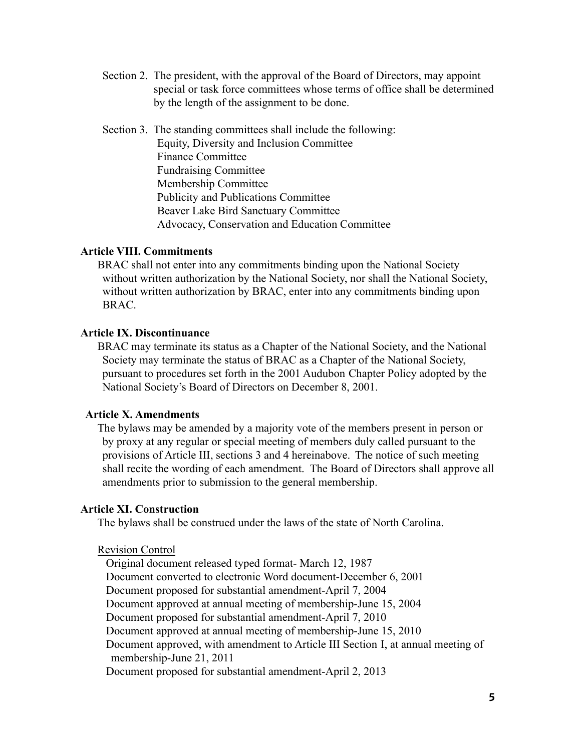Section 2. The president, with the approval of the Board of Directors, may appoint special or task force committees whose terms of office shall be determined by the length of the assignment to be done.

Section 3. The standing committees shall include the following:

- Equity, Diversity and Inclusion Committee
- Finance Committee
- Fundraising Committee
- Membership Committee
- Publicity and Publications Committee
- Beaver Lake Bird Sanctuary Committee
- Advocacy, Conservation and Education Committee

**Article VIII. Commitments**

BRAC shall not enter into any commitments binding upon the National Society without written authorization by the National Society, nor shall the National Society, without written authorization by BRAC, enter into any commitments binding upon BRAC.

**Article IX. Discontinuance**

BRAC may terminate its status as a Chapter of the National Society, and the National Society may terminate the status of BRAC as a Chapter of the National Society, pursuant to procedures set forth in the 2001 Audubon Chapter Policy adopted by the National Society's Board of Directors on December 8, 2001.

**Article X. Amendments**

The bylaws may be amended by a majority vote of the members present in person or by proxy at any regular or special meeting of members duly called pursuant to the provisions of Article III, sections 3 and 4 hereinabove. The notice of such meeting shall recite the wording of each amendment. The Board of Directors shall approve all amendments prior to submission to the general membership.

**Article XI. Construction**

The bylaws shall be construed under the laws of the state of North Carolina.

<u>Revision Control</u>

Original document released typed format- March 12, 1987
Document converted to electronic Word document-December 6, 2001
Document proposed for substantial amendment-April 7, 2004
Document approved at annual meeting of membership-June 15, 2004
Document proposed for substantial amendment-April 7, 2010
Document approved at annual meeting of membership-June 15, 2010
Document approved, with amendment to Article III Section I, at annual meeting of membership-June 21, 2011
Document proposed for substantial amendment-April 2, 2013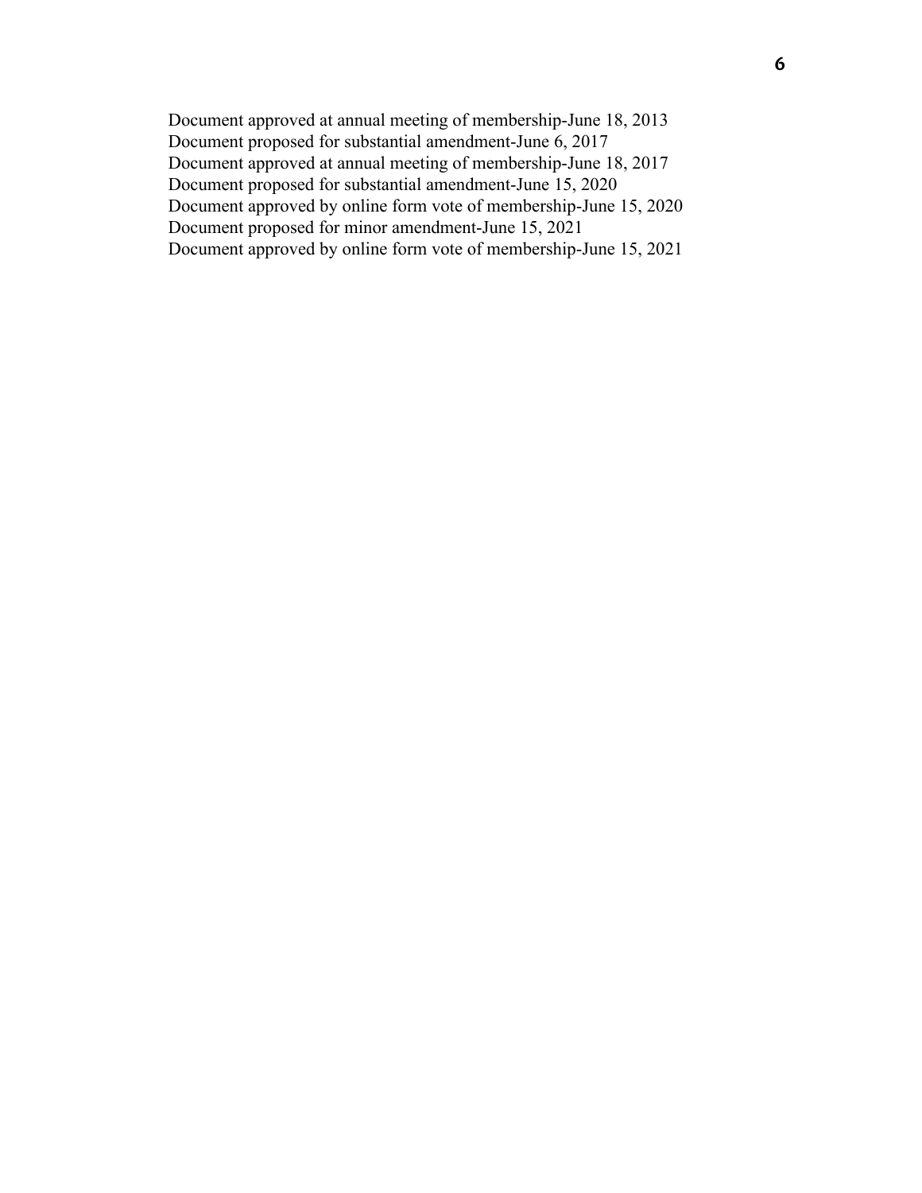Document approved at annual meeting of membership-June 18, 2013
Document proposed for substantial amendment-June 6, 2017
Document approved at annual meeting of membership-June 18, 2017
Document proposed for substantial amendment-June 15, 2020
Document approved by online form vote of membership-June 15, 2020
Document proposed for minor amendment-June 15, 2021
Document approved by online form vote of membership-June 15, 2021